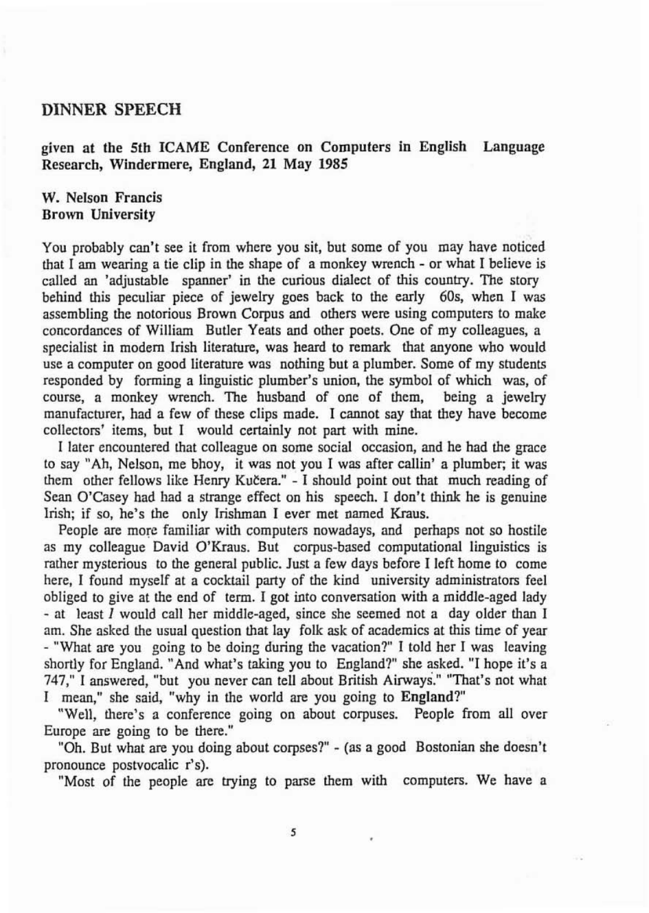## DINNER SPEECH

**given at the 5th ICAME Conference on Computers in English Language Research, Windermere, England, 21 May 1985**

**W. Nelson Francis**
**Brown University**

You probably can't see it from where you sit, but some of you may have noticed that I am wearing a tie clip in the shape of a monkey wrench - or what I believe is called an 'adjustable spanner' in the curious dialect of this country. The story behind this peculiar piece of jewelry goes back to the early 60s, when I was assembling the notorious Brown Corpus and others were using computers to make concordances of William Butler Yeats and other poets. One of my colleagues, a specialist in modern Irish literature, was heard to remark that anyone who would use a computer on good literature was nothing but a plumber. Some of my students responded by forming a linguistic plumber's union, the symbol of which was, of course, a monkey wrench. The husband of one of them, being a jewelry manufacturer, had a few of these clips made. I cannot say that they have become collectors' items, but I would certainly not part with mine.

I later encountered that colleague on some social occasion, and he had the grace to say "Ah, Nelson, me bhoy, it was not you I was after callin' a plumber; it was them other fellows like Henry Kučera." - I should point out that much reading of Sean O'Casey had had a strange effect on his speech. I don't think he is genuine Irish; if so, he's the only Irishman I ever met named Kraus.

People are more familiar with computers nowadays, and perhaps not so hostile as my colleague David O'Kraus. But corpus-based computational linguistics is rather mysterious to the general public. Just a few days before I left home to come here, I found myself at a cocktail party of the kind university administrators feel obliged to give at the end of term. I got into conversation with a middle-aged lady - at least *I* would call her middle-aged, since she seemed not a day older than I am. She asked the usual question that lay folk ask of academics at this time of year - "What are you going to be doing during the vacation?" I told her I was leaving shortly for England. "And what's taking you to England?" she asked. "I hope it's a 747," I answered, "but you never can tell about British Airways." "That's not what I mean," she said, "why in the world are you going to **England**?"

"Well, there's a conference going on about corpuses. People from all over Europe are going to be there."

"Oh. But what are you doing about corpses?" - (as a good Bostonian she doesn't pronounce postvocalic r's).

"Most of the people are trying to parse them with computers. We have a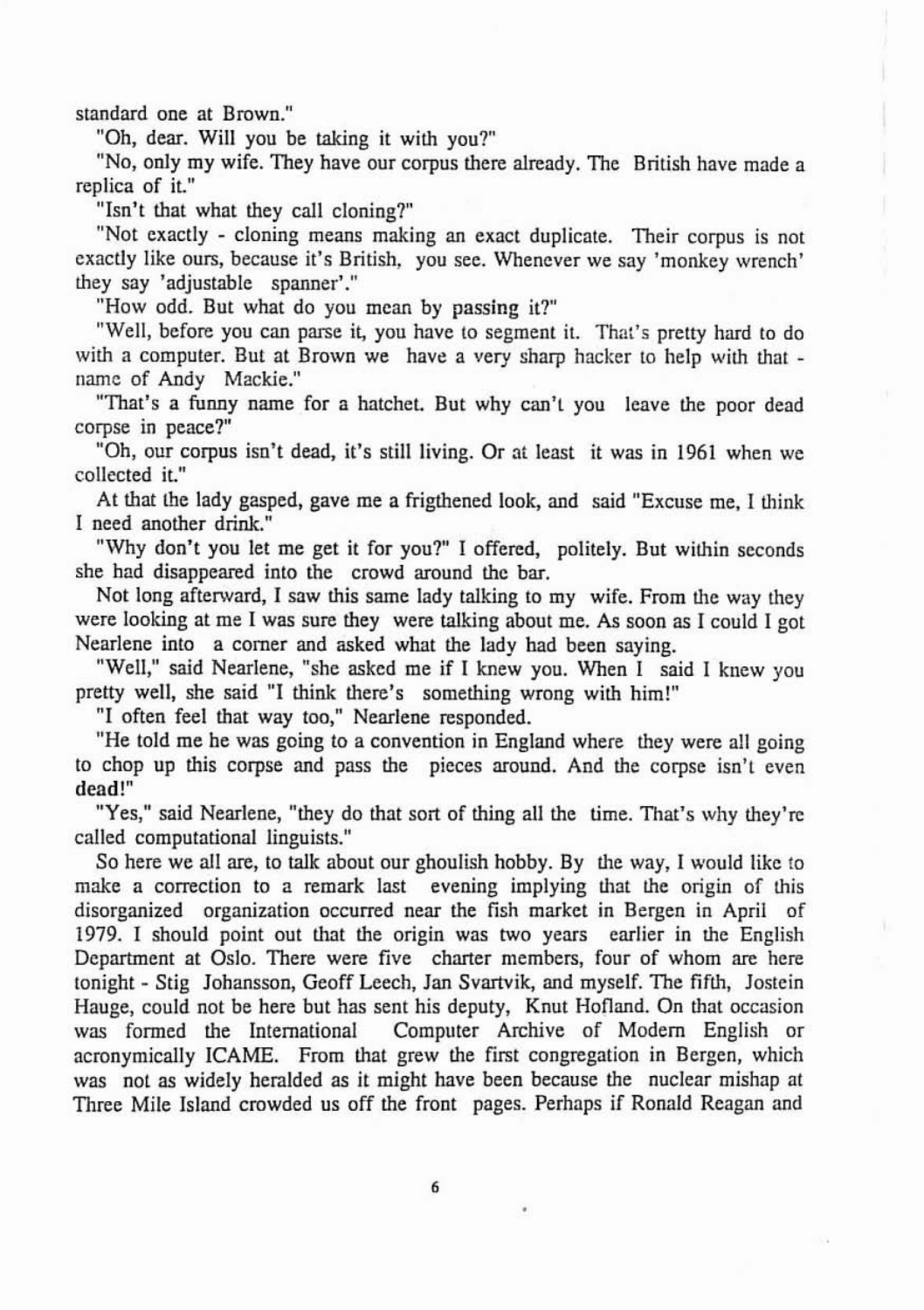standard one at Brown."

"Oh, dear. Will you be taking it with you?"

"No, only my wife. They have our corpus there already. The British have made a replica of it."

"Isn't that what they call cloning?"

"Not exactly - cloning means making an exact duplicate. Their corpus is not exactly like ours, because it's British, you see. Whenever we say 'monkey wrench' they say 'adjustable spanner'."

"How odd. But what do you mean by passing it?"

"Well, before you can parse it, you have to segment it. That's pretty hard to do with a computer. But at Brown we have a very sharp hacker to help with that - name of Andy Mackie."

"That's a funny name for a hatchet. But why can't you leave the poor dead corpse in peace?"

"Oh, our corpus isn't dead, it's still living. Or at least it was in 1961 when we collected it."

At that the lady gasped, gave me a frigthened look, and said "Excuse me, I think I need another drink."

"Why don't you let me get it for you?" I offered, politely. But within seconds she had disappeared into the crowd around the bar.

Not long afterward, I saw this same lady talking to my wife. From the way they were looking at me I was sure they were talking about me. As soon as I could I got Nearlene into a corner and asked what the lady had been saying.

"Well," said Nearlene, "she asked me if I knew you. When I said I knew you pretty well, she said "I think there's something wrong with him!"

"I often feel that way too," Nearlene responded.

"He told me he was going to a convention in England where they were all going to chop up this corpse and pass the pieces around. And the corpse isn't even **dead!**"

"Yes," said Nearlene, "they do that sort of thing all the time. That's why they're called computational linguists."

So here we all are, to talk about our ghoulish hobby. By the way, I would like to make a correction to a remark last evening implying that the origin of this disorganized organization occurred near the fish market in Bergen in April of 1979. I should point out that the origin was two years earlier in the English Department at Oslo. There were five charter members, four of whom are here tonight - Stig Johansson, Geoff Leech, Jan Svartvik, and myself. The fifth, Jostein Hauge, could not be here but has sent his deputy, Knut Hofland. On that occasion was formed the International Computer Archive of Modern English or acronymically ICAME. From that grew the first congregation in Bergen, which was not as widely heralded as it might have been because the nuclear mishap at Three Mile Island crowded us off the front pages. Perhaps if Ronald Reagan and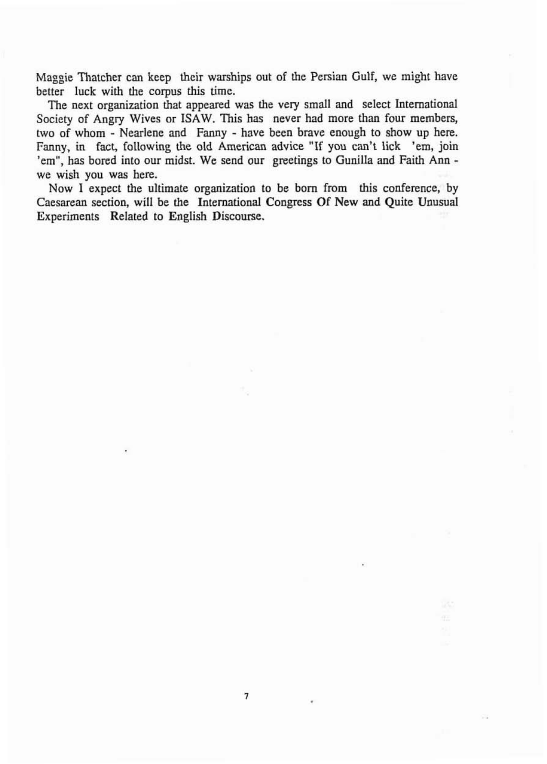Maggie Thatcher can keep their warships out of the Persian Gulf, we might have better luck with the corpus this time.

The next organization that appeared was the very small and select International Society of Angry Wives or ISAW. This has never had more than four members, two of whom - Nearlene and Fanny - have been brave enough to show up here. Fanny, in fact, following the old American advice "If you can't lick 'em, join 'em", has bored into our midst. We send our greetings to Gunilla and Faith Ann - we wish you was here.

Now I expect the ultimate organization to be born from this conference, by Caesarean section, will be the International Congress Of New and Quite Unusual Experiments Related to English Discourse.